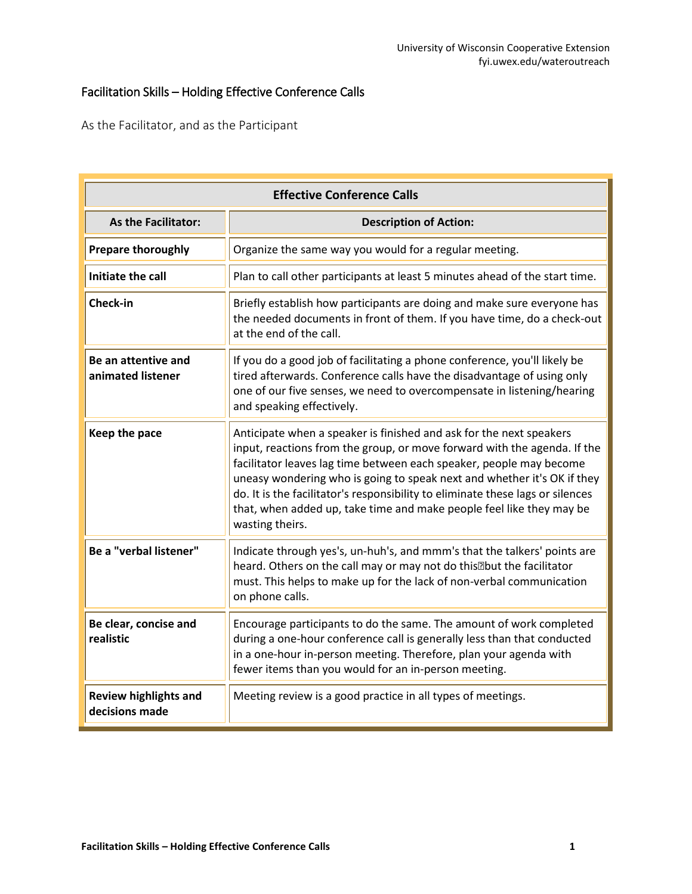University of Wisconsin Cooperative Extension
fyi.uwex.edu/wateroutreach

# Facilitation Skills – Holding Effective Conference Calls

As the Facilitator, and as the Participant

| Effective Conference Calls | |
|---|---|
| **As the Facilitator:** | **Description of Action:** |
| **Prepare thoroughly** | Organize the same way you would for a regular meeting. |
| **Initiate the call** | Plan to call other participants at least 5 minutes ahead of the start time. |
| **Check-in** | Briefly establish how participants are doing and make sure everyone has the needed documents in front of them. If you have time, do a check-out at the end of the call. |
| **Be an attentive and animated listener** | If you do a good job of facilitating a phone conference, you'll likely be tired afterwards. Conference calls have the disadvantage of using only one of our five senses, we need to overcompensate in listening/hearing and speaking effectively. |
| **Keep the pace** | Anticipate when a speaker is finished and ask for the next speakers input, reactions from the group, or move forward with the agenda. If the facilitator leaves lag time between each speaker, people may become uneasy wondering who is going to speak next and whether it's OK if they do. It is the facilitator's responsibility to eliminate these lags or silences that, when added up, take time and make people feel like they may be wasting theirs. |
| **Be a "verbal listener"** | Indicate through yes's, un-huh's, and mmm's that the talkers' points are heard. Others on the call may or may not do this�but the facilitator must. This helps to make up for the lack of non-verbal communication on phone calls. |
| **Be clear, concise and realistic** | Encourage participants to do the same. The amount of work completed during a one-hour conference call is generally less than that conducted in a one-hour in-person meeting. Therefore, plan your agenda with fewer items than you would for an in-person meeting. |
| **Review highlights and decisions made** | Meeting review is a good practice in all types of meetings. |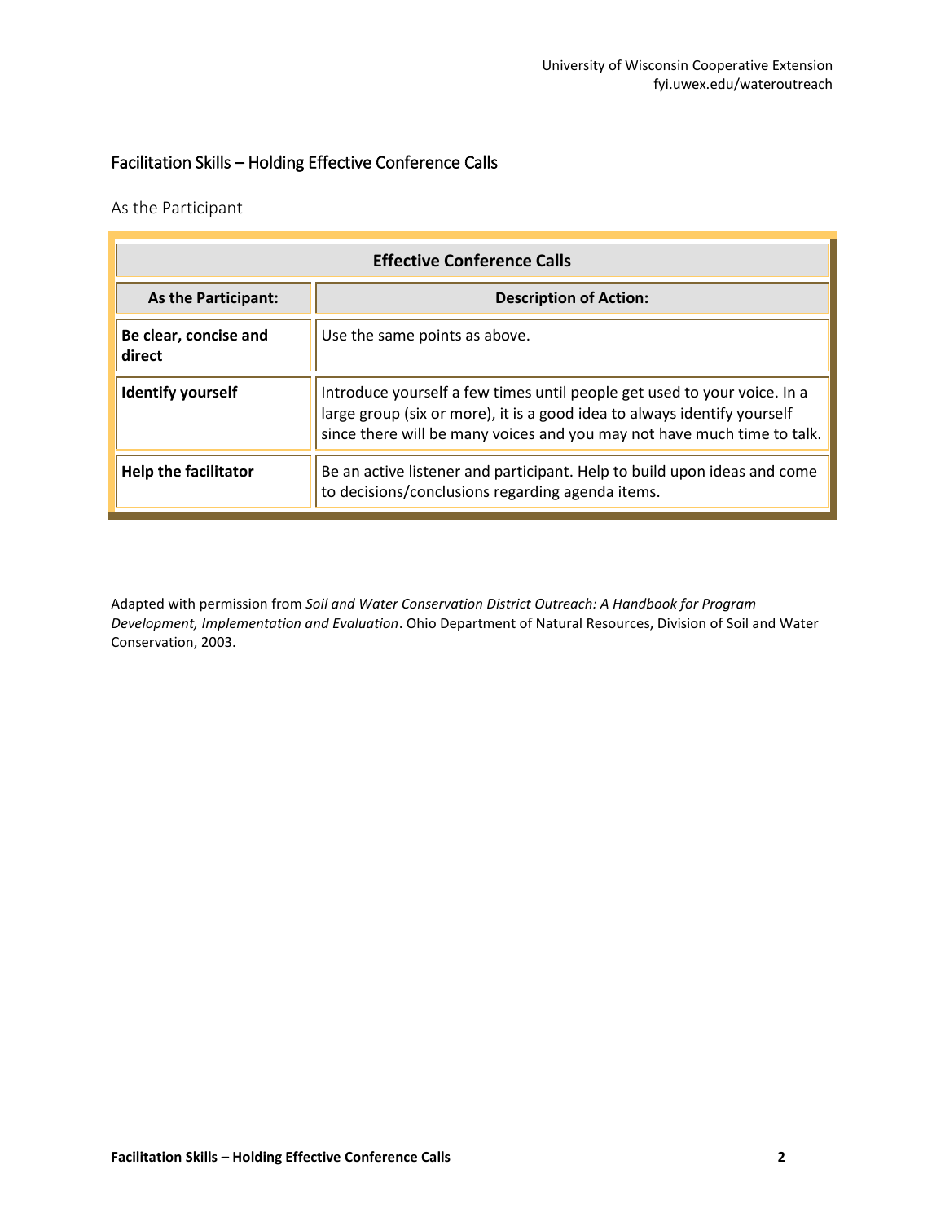## Facilitation Skills – Holding Effective Conference Calls

### As the Participant

| Effective Conference Calls | |
|---|---|
| **As the Participant:** | **Description of Action:** |
| **Be clear, concise and direct** | Use the same points as above. |
| **Identify yourself** | Introduce yourself a few times until people get used to your voice. In a large group (six or more), it is a good idea to always identify yourself since there will be many voices and you may not have much time to talk. |
| **Help the facilitator** | Be an active listener and participant. Help to build upon ideas and come to decisions/conclusions regarding agenda items. |

Adapted with permission from *Soil and Water Conservation District Outreach: A Handbook for Program Development, Implementation and Evaluation*. Ohio Department of Natural Resources, Division of Soil and Water Conservation, 2003.